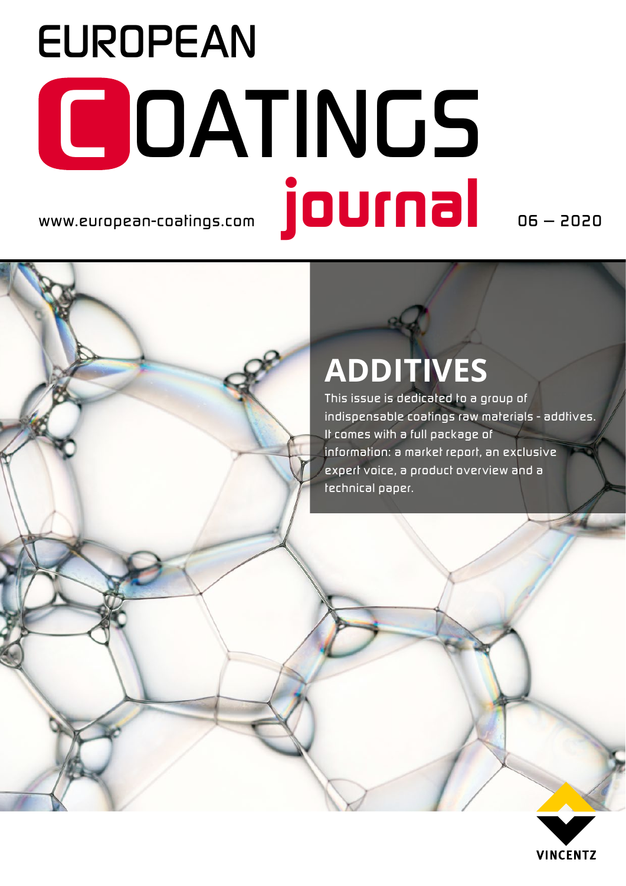# EUROPEAN COATINGS journal

www.european-coatings.com

06 – 2020

## ADDITIVES

This issue is dedicated to a group of indispensable coatings raw materials - addtives. It comes with a full package of information: a market report, an exclusive expert voice, a product overview and a technical paper.

VINCENTZ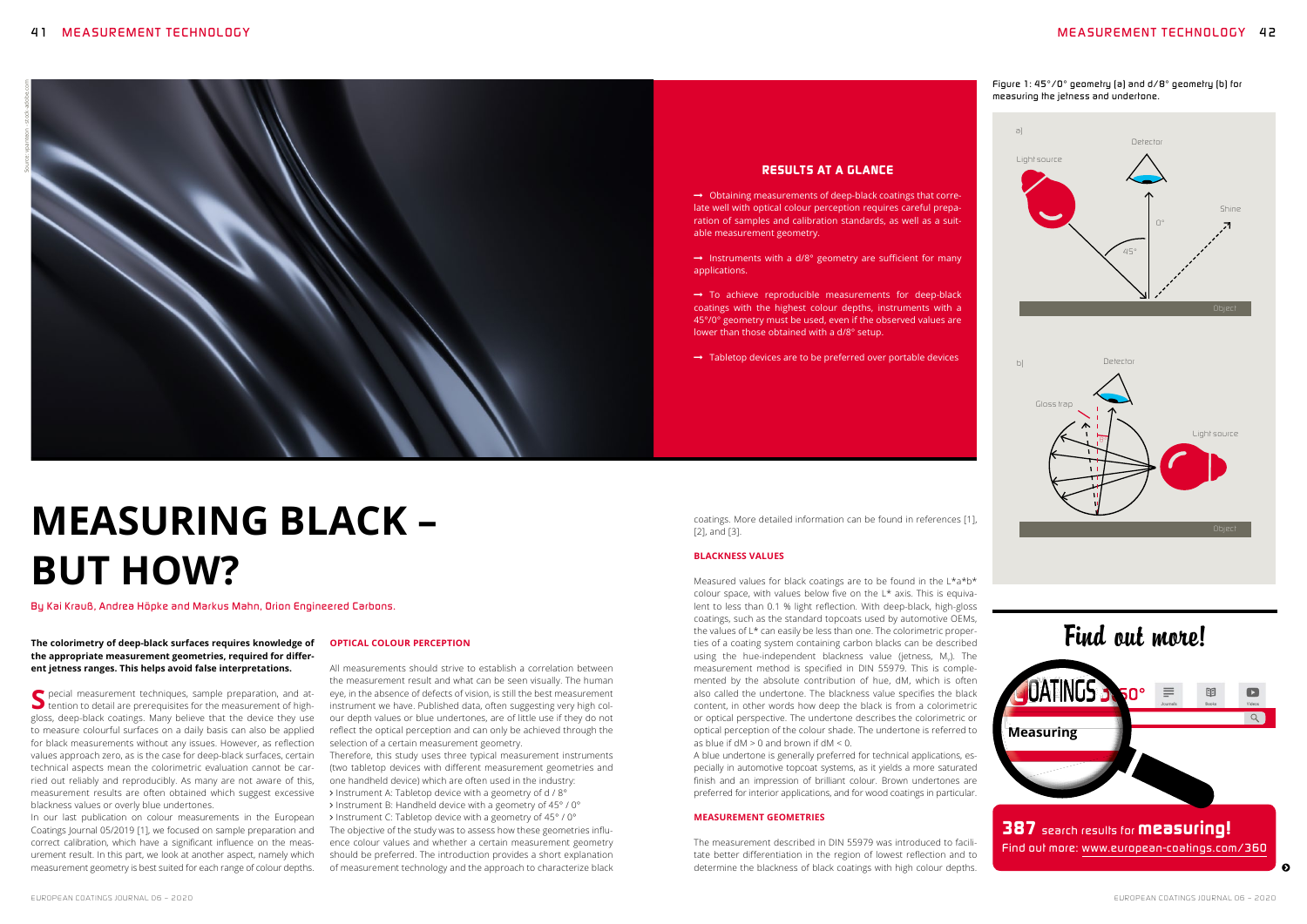# MEASURING BLACK – BUT HOW?

By Kai Krauß, Andrea Höpke and Markus Mahn, Orion Engineered Carbons.

**The colorimetry of deep-black surfaces requires knowledge of the appropriate measurement geometries, required for different jetness ranges. This helps avoid false interpretations.**

## RESULTS AT A GLANCE

→ Obtaining measurements of deep-black coatings that correlate well with optical colour perception requires careful preparation of samples and calibration standards, as well as a suitable measurement geometry.

→ Instruments with a d/8° geometry are sufficient for many applications.

→ To achieve reproducible measurements for deep-black coatings with the highest colour depths, instruments with a 45°/0° geometry must be used, even if the observed values are lower than those obtained with a d/8° setup.

→ Tabletop devices are to be preferred over portable devices

Special measurement techniques, sample preparation, and attention to detail are prerequisites for the measurement of high-gloss, deep-black coatings. Many believe that the device they use to measure colourful surfaces on a daily basis can also be applied for black measurements without any issues. However, as reflection values approach zero, as is the case for deep-black surfaces, certain technical aspects mean the colorimetric evaluation cannot be carried out reliably and reproducibly. As many are not aware of this, measurement results are often obtained which suggest excessive blackness values or overly blue undertones.

In our last publication on colour measurements in the European Coatings Journal 05/2019 [1], we focused on sample preparation and correct calibration, which have a significant influence on the measurement result. In this part, we look at another aspect, namely which measurement geometry is best suited for each range of colour depths.

### OPTICAL COLOUR PERCEPTION

All measurements should strive to establish a correlation between the measurement result and what can be seen visually. The human eye, in the absence of defects of vision, is still the best measurement instrument we have. Published data, often suggesting very high colour depth values or blue undertones, are of little use if they do not reflect the optical perception and can only be achieved through the selection of a certain measurement geometry.

Therefore, this study uses three typical measurement instruments (two tabletop devices with different measurement geometries and one handheld device) which are often used in the industry:

- Instrument A: Tabletop device with a geometry of d / 8°
- Instrument B: Handheld device with a geometry of 45° / 0°
- Instrument C: Tabletop device with a geometry of 45° / 0°

The objective of the study was to assess how these geometries influence colour values and whether a certain measurement geometry should be preferred. The introduction provides a short explanation of measurement technology and the approach to characterize black coatings. More detailed information can be found in references [1], [2], and [3].

### BLACKNESS VALUES

Measured values for black coatings are to be found in the L*a*b* colour space, with values below five on the L* axis. This is equivalent to less than 0.1 % light reflection. With deep-black, high-gloss coatings, such as the standard topcoats used by automotive OEMs, the values of L* can easily be less than one. The colorimetric properties of a coating system containing carbon blacks can be described using the hue-independent blackness value (jetness, $M_y$). The measurement method is specified in DIN 55979. This is complemented by the absolute contribution of hue, dM, which is often also called the undertone. The blackness value specifies the black content, in other words how deep the black is from a colorimetric or optical perspective. The undertone describes the colorimetric or optical perception of the colour shade. The undertone is referred to as blue if dM > 0 and brown if dM < 0.

A blue undertone is generally preferred for technical applications, especially in automotive topcoat systems, as it yields a more saturated finish and an impression of brilliant colour. Brown undertones are preferred for interior applications, and for wood coatings in particular.

### MEASUREMENT GEOMETRIES

The measurement described in DIN 55979 was introduced to facilitate better differentiation in the region of lowest reflection and to determine the blackness of black coatings with high colour depths.

Figure 1: 45°/0° geometry (a) and d/8° geometry (b) for measuring the jetness and undertone.

## Find out more!

**387** search results for **measuring!**
Find out more: www.european-coatings.com/360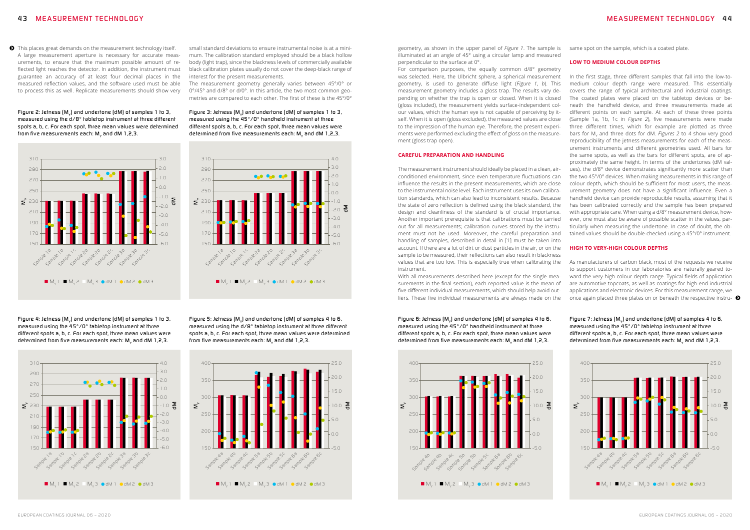This places great demands on the measurement technology itself. A large measurement aperture is necessary for accurate measurements, to ensure that the maximum possible amount of reflected light reaches the detector. In addition, the instrument must guarantee an accuracy of at least four decimal places in the measured reflection values, and the software used must be able to process this as well. Replicate measurements should show very small standard deviations to ensure instrumental noise is at a minimum. The calibration standard employed should be a black hollow body (light trap), since the blackness levels of commercially available black calibration plates usually do not cover the deep-black range of interest for the present measurements.

The measurement geometry generally varies between 45°/0° or 0°/45° and d/8° or d/0°. In this article, the two most common geometries are compared to each other. The first of these is the 45°/0° geometry, as shown in the upper panel of *Figure 1*. The sample is illuminated at an angle of 45° using a circular lamp and measured perpendicular to the surface at 0°.

For comparison purposes, the equally common d/8° geometry was selected. Here, the Ulbricht sphere, a spherical measurement geometry, is used to generate diffuse light (*Figure 1, b*). This measurement geometry includes a gloss trap. The results vary depending on whether the trap is open or closed. When it is closed (gloss included), the measurement yields surface-independent colour values, which the human eye is not capable of perceiving by itself. When it is open (gloss excluded), the measured values are close to the impression of the human eye. Therefore, the present experiments were performed excluding the effect of gloss on the measurement (gloss trap open).

Figure 2: Jetness ($M_y$) and undertone (dM) of samples 1 to 3, measured using the d/8° tabletop instrument at three different spots a, b, c. For each spot, three mean values were determined from five measurements each: $M_y$ and dM 1,2,3.

Figure 3: Jetness ($M_y$) and undertone (dM) of samples 1 to 3, measured using the 45°/0° handheld instrument at three different spots a, b, c. For each spot, three mean values were determined from five measurements each: $M_y$ and dM 1,2,3.

Figure 4: Jetness ($M_y$) and undertone (dM) of samples 1 to 3, measured using the 45°/0° tabletop instrument at three different spots a, b, c. For each spot, three mean values were determined from five measurements each: $M_y$ and dM 1,2,3.

Figure 5: Jetness ($M_y$) and undertone (dM) of samples 4 to 6, measured using the d/8° tabletop instrument at three different spots a, b, c. For each spot, three mean values were determined from five measurements each: $M_y$ and dM 1,2,3.

## CAREFUL PREPARATION AND HANDLING

The measurement instrument should ideally be placed in a clean, air-conditioned environment, since even temperature fluctuations can influence the results in the present measurements, which are close to the instrumental noise level. Each instrument uses its own calibration standards, which can also lead to inconsistent results. Because the state of zero reflection is defined using the black standard, the design and cleanliness of the standard is of crucial importance. Another important prerequisite is that calibrations must be carried out for all measurements; calibration curves stored by the instrument must not be used. Moreover, the careful preparation and handling of samples, described in detail in [1] must be taken into account. If there are a lot of dirt or dust particles in the air, or on the sample to be measured, their reflections can also result in blackness values that are too low. This is especially true when calibrating the instrument.

With all measurements described here (except for the single measurements in the final section), each reported value is the mean of five different individual measurements, which should help avoid outliers. These five individual measurements are always made on the same spot on the sample, which is a coated plate.

## LOW TO MEDIUM COLOUR DEPTHS

In the first stage, three different samples that fall into the low-to-medium colour depth range were measured. This essentially covers the range of typical architectural and industrial coatings. The coated plates were placed on the tabletop devices or beneath the handheld device, and three measurements made at different points on each sample. At each of these three points (Sample 1a, 1b, 1c in *Figure 2*), five measurements were made three different times, which for example are plotted as three bars for $M_y$ and three dots for dM. *Figures 2* to *4* show very good reproducibility of the jetness measurements for each of the measurement instruments and different geometries used. All bars for the same spots, as well as the bars for different spots, are of approximately the same height. In terms of the undertones (dM values), the d/8° device demonstrates significantly more scatter than the two 45°/0° devices. When making measurements in this range of colour depth, which should be sufficient for most users, the measurement geometry does not have a significant influence. Even a handheld device can provide reproducible results, assuming that it has been calibrated correctly and the sample has been prepared with appropriate care. When using a d/8° measurement device, however, one must also be aware of possible scatter in the values, particularly when measuring the undertone. In case of doubt, the obtained values should be double-checked using a 45°/0° instrument.

## HIGH TO VERY-HIGH COLOUR DEPTHS

As manufacturers of carbon black, most of the requests we receive to support customers in our laboratories are naturally geared toward the very-high colour depth range. Typical fields of application are automotive topcoats, as well as coatings for high-end industrial applications and electronic devices. For this measurement range, we once again placed three plates on or beneath the respective instru-

Figure 6: Jetness ($M_y$) and undertone (dM) of samples 4 to 6, measured using the 45°/0° handheld instrument at three different spots a, b, c. For each spot, three mean values were determined from five measurements each: $M_y$ and dM 1,2,3.

Figure 7: Jetness ($M_y$) and undertone (dM) of samples 4 to 6, measured using the 45°/0° tabletop instrument at three different spots a, b, c. For each spot, three mean values were determined from five measurements each: $M_y$ and dM 1,2,3.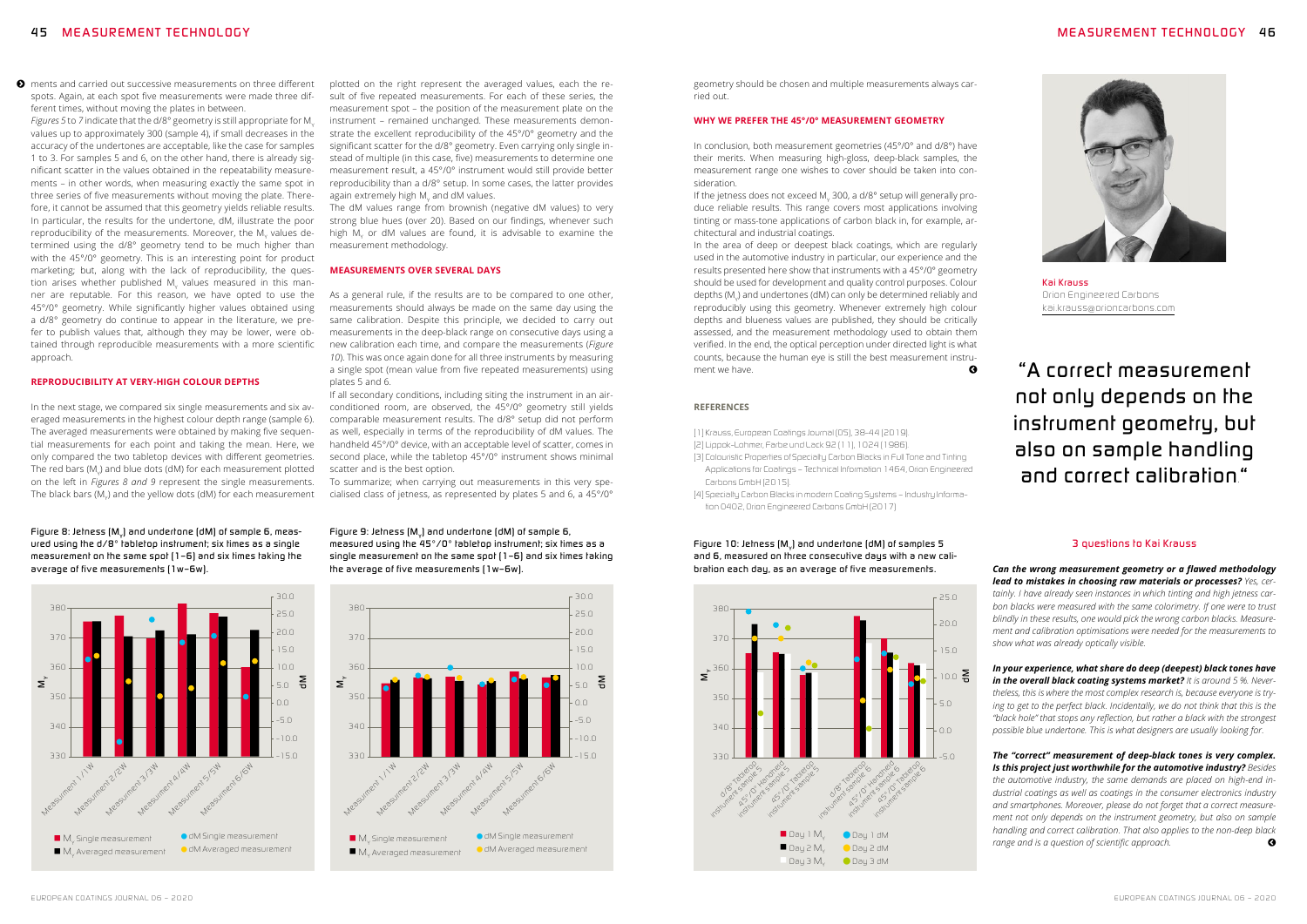ments and carried out successive measurements on three different spots. Again, at each spot five measurements were made three different times, without moving the plates in between.

*Figures 5* to *7* indicate that the d/8° geometry is still appropriate for $M_Y$ values up to approximately 300 (sample 4), if small decreases in the accuracy of the undertones are acceptable, like the case for samples 1 to 3. For samples 5 and 6, on the other hand, there is already significant scatter in the values obtained in the repeatability measurements – in other words, when measuring exactly the same spot in three series of five measurements without moving the plate. Therefore, it cannot be assumed that this geometry yields reliable results. In particular, the results for the undertone, dM, illustrate the poor reproducibility of the measurements. Moreover, the $M_Y$ values determined using the d/8° geometry tend to be much higher than with the 45°/0° geometry. This is an interesting point for product marketing; but, along with the lack of reproducibility, the question arises whether published $M_Y$ values measured in this manner are reputable. For this reason, we have opted to use the 45°/0° geometry. While significantly higher values obtained using a d/8° geometry do continue to appear in the literature, we prefer to publish values that, although they may be lower, were obtained through reproducible measurements with a more scientific approach.

### REPRODUCIBILITY AT VERY-HIGH COLOUR DEPTHS

In the next stage, we compared six single measurements and six averaged measurements in the highest colour depth range (sample 6). The averaged measurements were obtained by making five sequential measurements for each point and taking the mean. Here, we only compared the two tabletop devices with different geometries. The red bars ($M_Y$) and blue dots (dM) for each measurement plotted on the left in *Figures 8 and 9* represent the single measurements. The black bars ($M_Y$) and the yellow dots (dM) for each measurement plotted on the right represent the averaged values, each the result of five repeated measurements. For each of these series, the measurement spot – the position of the measurement plate on the instrument – remained unchanged. These measurements demonstrate the excellent reproducibility of the 45°/0° geometry and the significant scatter for the d/8° geometry. Even carrying only single instead of multiple (in this case, five) measurements to determine one measurement result, a 45°/0° instrument would still provide better reproducibility than a d/8° setup. In some cases, the latter provides again extremely high $M_Y$ and dM values.

The dM values range from brownish (negative dM values) to very strong blue hues (over 20). Based on our findings, whenever such high $M_Y$ or dM values are found, it is advisable to examine the measurement methodology.

Figure 8: Jetness ($M_Y$) and undertone (dM) of sample 6, measured using the d/8° tabletop instrument; six times as a single measurement on the same spot (1–6) and six times taking the average of five measurements (1w–6w).

Figure 9: Jetness ($M_Y$) and undertone (dM) of sample 6, measured using the 45°/0° tabletop instrument; six times as a single measurement on the same spot (1–6) and six times taking the average of five measurements (1w–6w).

### MEASUREMENTS OVER SEVERAL DAYS

As a general rule, if the results are to be compared to one other, measurements should always be made on the same day using the same calibration. Despite this principle, we decided to carry out measurements in the deep-black range on consecutive days using a new calibration each time, and compare the measurements (*Figure 10*). This was once again done for all three instruments by measuring a single spot (mean value from five repeated measurements) using plates 5 and 6.

If all secondary conditions, including siting the instrument in an air-conditioned room, are observed, the 45°/0° geometry still yields comparable measurement results. The d/8° setup did not perform as well, especially in terms of the reproducibility of dM values. The handheld 45°/0° device, with an acceptable level of scatter, comes in second place, while the tabletop 45°/0° instrument shows minimal scatter and is the best option.

To summarize; when carrying out measurements in this very specialised class of jetness, as represented by plates 5 and 6, a 45°/0° geometry should be chosen and multiple measurements always carried out.

Figure 10: Jetness ($M_Y$) and undertone (dM) of samples 5 and 6, measured on three consecutive days with a new calibration each day, as an average of five measurements.

### WHY WE PREFER THE 45°/0° MEASUREMENT GEOMETRY

In conclusion, both measurement geometries (45°/0° and d/8°) have their merits. When measuring high-gloss, deep-black samples, the measurement range one wishes to cover should be taken into consideration.

If the jetness does not exceed $M_Y$ 300, a d/8° setup will generally produce reliable results. This range covers most applications involving tinting or mass-tone applications of carbon black in, for example, architectural and industrial coatings.

In the area of deep or deepest black coatings, which are regularly used in the automotive industry in particular, our experience and the results presented here show that instruments with a 45°/0° geometry should be used for development and quality control purposes. Colour depths ($M_Y$) and undertones (dM) can only be determined reliably and reproducibly using this geometry. Whenever extremely high colour depths and blueness values are published, they should be critically assessed, and the measurement methodology used to obtain them verified. In the end, the optical perception under directed light is what counts, because the human eye is still the best measurement instrument we have.

### REFERENCES

[1] Krauss, European Coatings Journal (05), 38-44 (2019).
[2] Lippok-Lohmer, Farbe und Lack 92 (11), 1024 (1986).
[3] Colouristic Properties of Specialty Carbon Blacks in Full Tone and Tinting Applications for Coatings – Technical Information 1464, Orion Engineered Carbons GmbH (2015).
[4] Specialty Carbon Blacks in modern Coating Systems – Industry Information 0402, Orion Engineered Carbons GmbH (2017)

Kai Krauss
Orion Engineered Carbons
kai.krauss@orioncarbons.com

"A correct measurement not only depends on the instrument geometry, but also on sample handling and correct calibration."

## 3 questions to Kai Krauss

***Can the wrong measurement geometry or a flawed methodology lead to mistakes in choosing raw materials or processes?*** *Yes, certainly. I have already seen instances in which tinting and high jetness carbon blacks were measured with the same colorimetry. If one were to trust blindly in these results, one would pick the wrong carbon blacks. Measurement and calibration optimisations were needed for the measurements to show what was already optically visible.*

***In your experience, what share do deep (deepest) black tones have in the overall black coating systems market?*** *It is around 5 %. Nevertheless, this is where the most complex research is, because everyone is trying to get to the perfect black. Incidentally, we do not think that this is the "black hole" that stops any reflection, but rather a black with the strongest possible blue undertone. This is what designers are usually looking for.*

***The "correct" measurement of deep-black tones is very complex. Is this project just worthwhile for the automotive industry?*** *Besides the automotive industry, the same demands are placed on high-end industrial coatings as well as coatings in the consumer electronics industry and smartphones. Moreover, please do not forget that a correct measurement not only depends on the instrument geometry, but also on sample handling and correct calibration. That also applies to the non-deep black range and is a question of scientific approach.*